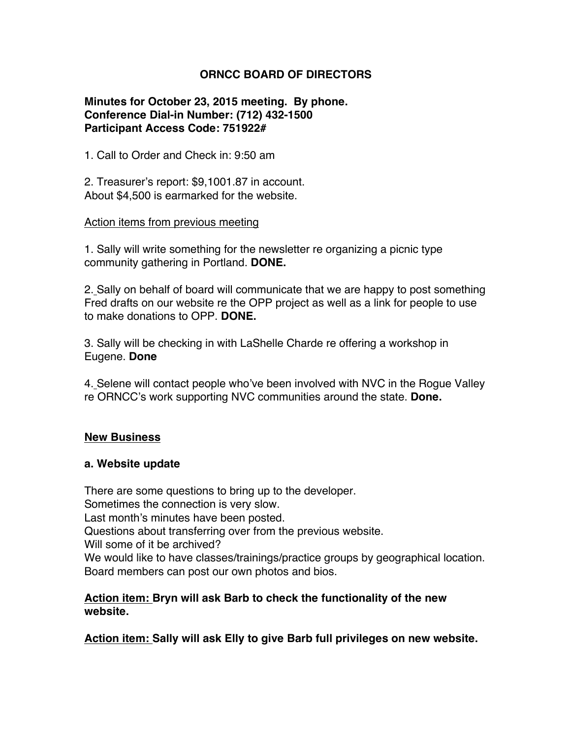# ORNCC BOARD OF DIRECTORS

**Minutes for October 23, 2015 meeting. By phone.**
**Conference Dial-in Number: (712) 432-1500**
**Participant Access Code: 751922#**

1. Call to Order and Check in: 9:50 am

2. Treasurer's report: $9,1001.87 in account.
About $4,500 is earmarked for the website.

<u>Action items from previous meeting</u>

1. Sally will write something for the newsletter re organizing a picnic type community gathering in Portland. **DONE.**

2. Sally on behalf of board will communicate that we are happy to post something Fred drafts on our website re the OPP project as well as a link for people to use to make donations to OPP. **DONE.**

3. Sally will be checking in with LaShelle Charde re offering a workshop in Eugene. **Done**

4. Selene will contact people who've been involved with NVC in the Rogue Valley re ORNCC's work supporting NVC communities around the state. **Done.**

## <u>New Business</u>

### a. Website update

There are some questions to bring up to the developer.
Sometimes the connection is very slow.
Last month's minutes have been posted.
Questions about transferring over from the previous website.
Will some of it be archived?
We would like to have classes/trainings/practice groups by geographical location.
Board members can post our own photos and bios.

**<u>Action item:</u> Bryn will ask Barb to check the functionality of the new website.**

**<u>Action item:</u> Sally will ask Elly to give Barb full privileges on new website.**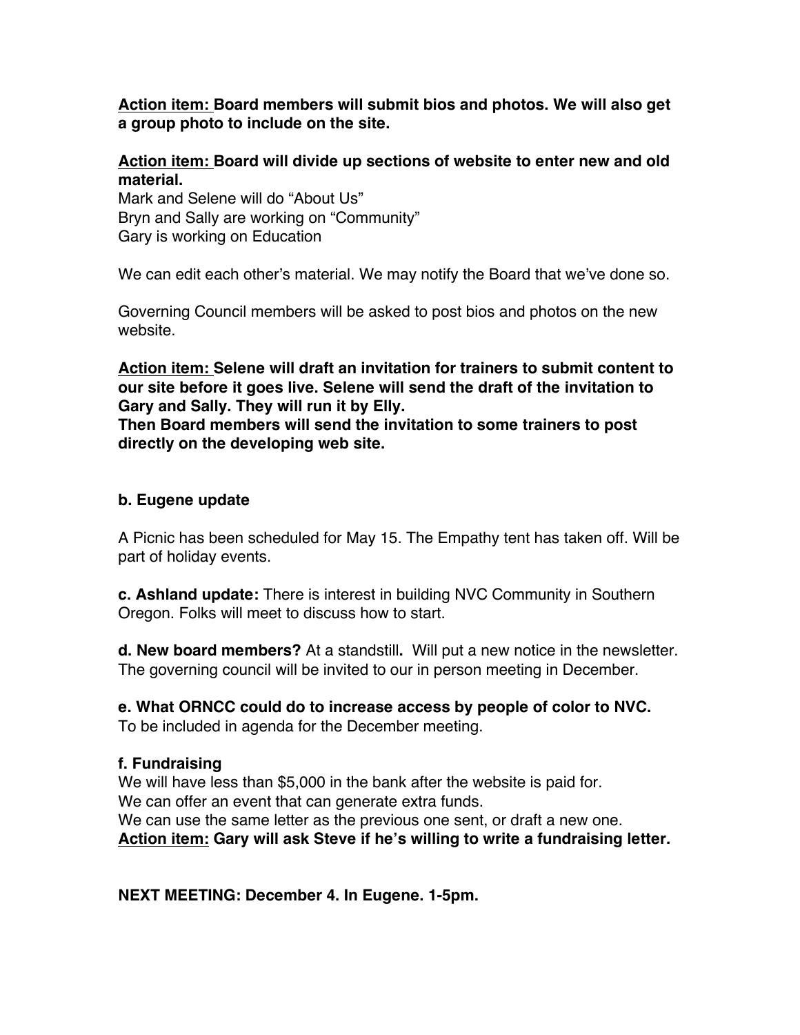**<u>Action item:</u> Board members will submit bios and photos. We will also get a group photo to include on the site.**

**<u>Action item:</u> Board will divide up sections of website to enter new and old material.**
Mark and Selene will do "About Us"
Bryn and Sally are working on "Community"
Gary is working on Education

We can edit each other's material. We may notify the Board that we've done so.

Governing Council members will be asked to post bios and photos on the new website.

**<u>Action item:</u> Selene will draft an invitation for trainers to submit content to our site before it goes live. Selene will send the draft of the invitation to Gary and Sally. They will run it by Elly.**
**Then Board members will send the invitation to some trainers to post directly on the developing web site.**

**b. Eugene update**

A Picnic has been scheduled for May 15. The Empathy tent has taken off. Will be part of holiday events.

**c. Ashland update:** There is interest in building NVC Community in Southern Oregon. Folks will meet to discuss how to start.

**d. New board members?** At a standstill**.** Will put a new notice in the newsletter. The governing council will be invited to our in person meeting in December.

**e. What ORNCC could do to increase access by people of color to NVC.**
To be included in agenda for the December meeting.

**f. Fundraising**
We will have less than $5,000 in the bank after the website is paid for.
We can offer an event that can generate extra funds.
We can use the same letter as the previous one sent, or draft a new one.
**<u>Action item:</u> Gary will ask Steve if he's willing to write a fundraising letter.**

**NEXT MEETING: December 4. In Eugene. 1-5pm.**